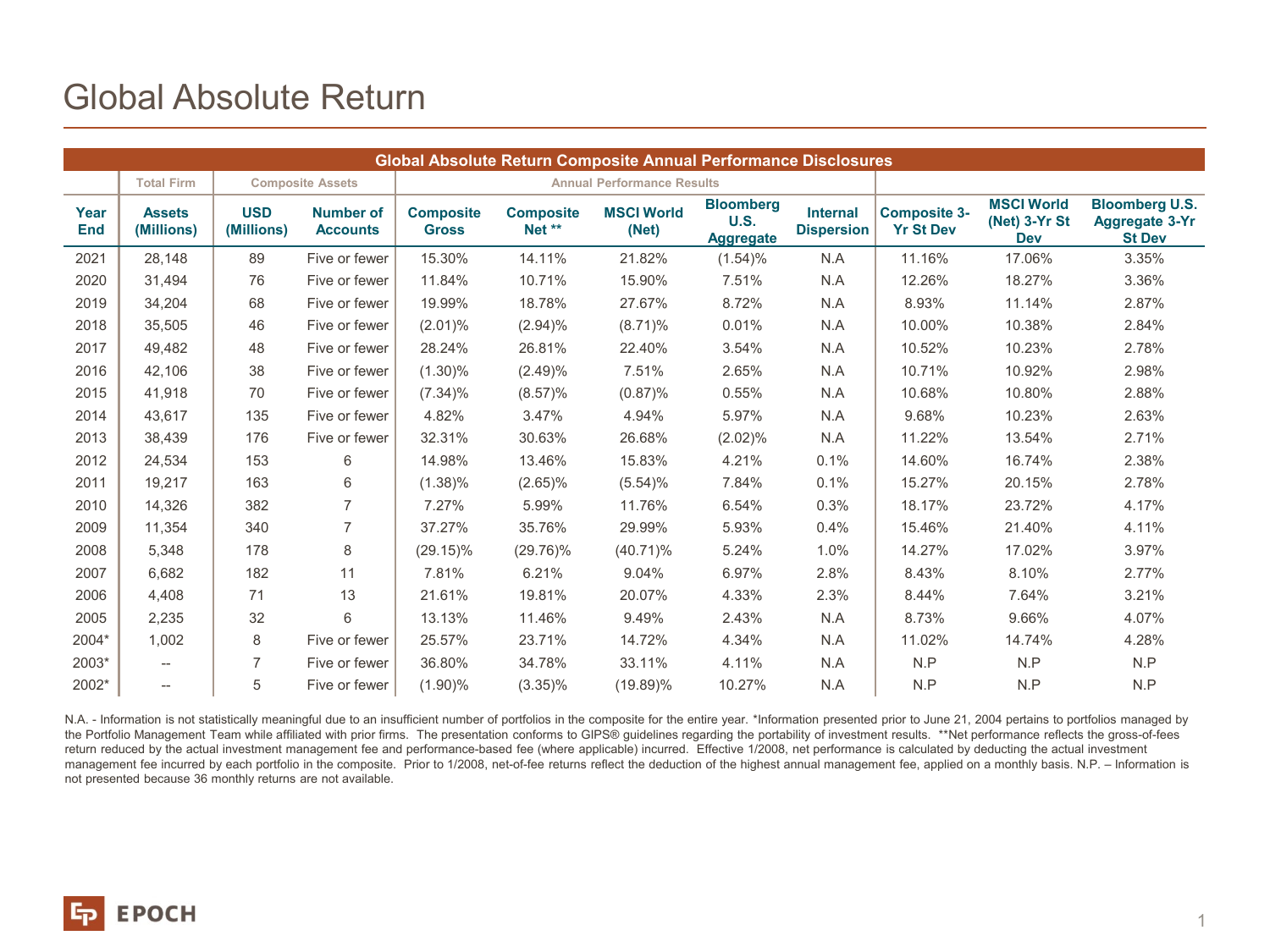# Global Absolute Return

| Global Absolute Return Composite Annual Performance Disclosures | | | | | | | | | | | | |
|---|---|---|---|---|---|---|---|---|---|---|---|---|
| | Total Firm | Composite Assets | | Annual Performance Results | | | | | | | | |
| Year End | Assets (Millions) | USD (Millions) | Number of Accounts | Composite Gross | Composite Net ** | MSCI World (Net) | Bloomberg U.S. Aggregate | Internal Dispersion | Composite 3-Yr St Dev | MSCI World (Net) 3-Yr St Dev | Bloomberg U.S. Aggregate 3-Yr St Dev |
| 2021 | 28,148 | 89 | Five or fewer | 15.30% | 14.11% | 21.82% | (1.54)% | N.A | 11.16% | 17.06% | 3.35% |
| 2020 | 31,494 | 76 | Five or fewer | 11.84% | 10.71% | 15.90% | 7.51% | N.A | 12.26% | 18.27% | 3.36% |
| 2019 | 34,204 | 68 | Five or fewer | 19.99% | 18.78% | 27.67% | 8.72% | N.A | 8.93% | 11.14% | 2.87% |
| 2018 | 35,505 | 46 | Five or fewer | (2.01)% | (2.94)% | (8.71)% | 0.01% | N.A | 10.00% | 10.38% | 2.84% |
| 2017 | 49,482 | 48 | Five or fewer | 28.24% | 26.81% | 22.40% | 3.54% | N.A | 10.52% | 10.23% | 2.78% |
| 2016 | 42,106 | 38 | Five or fewer | (1.30)% | (2.49)% | 7.51% | 2.65% | N.A | 10.71% | 10.92% | 2.98% |
| 2015 | 41,918 | 70 | Five or fewer | (7.34)% | (8.57)% | (0.87)% | 0.55% | N.A | 10.68% | 10.80% | 2.88% |
| 2014 | 43,617 | 135 | Five or fewer | 4.82% | 3.47% | 4.94% | 5.97% | N.A | 9.68% | 10.23% | 2.63% |
| 2013 | 38,439 | 176 | Five or fewer | 32.31% | 30.63% | 26.68% | (2.02)% | N.A | 11.22% | 13.54% | 2.71% |
| 2012 | 24,534 | 153 | 6 | 14.98% | 13.46% | 15.83% | 4.21% | 0.1% | 14.60% | 16.74% | 2.38% |
| 2011 | 19,217 | 163 | 6 | (1.38)% | (2.65)% | (5.54)% | 7.84% | 0.1% | 15.27% | 20.15% | 2.78% |
| 2010 | 14,326 | 382 | 7 | 7.27% | 5.99% | 11.76% | 6.54% | 0.3% | 18.17% | 23.72% | 4.17% |
| 2009 | 11,354 | 340 | 7 | 37.27% | 35.76% | 29.99% | 5.93% | 0.4% | 15.46% | 21.40% | 4.11% |
| 2008 | 5,348 | 178 | 8 | (29.15)% | (29.76)% | (40.71)% | 5.24% | 1.0% | 14.27% | 17.02% | 3.97% |
| 2007 | 6,682 | 182 | 11 | 7.81% | 6.21% | 9.04% | 6.97% | 2.8% | 8.43% | 8.10% | 2.77% |
| 2006 | 4,408 | 71 | 13 | 21.61% | 19.81% | 20.07% | 4.33% | 2.3% | 8.44% | 7.64% | 3.21% |
| 2005 | 2,235 | 32 | 6 | 13.13% | 11.46% | 9.49% | 2.43% | N.A | 8.73% | 9.66% | 4.07% |
| 2004* | 1,002 | 8 | Five or fewer | 25.57% | 23.71% | 14.72% | 4.34% | N.A | 11.02% | 14.74% | 4.28% |
| 2003* | -- | 7 | Five or fewer | 36.80% | 34.78% | 33.11% | 4.11% | N.A | N.P | N.P | N.P |
| 2002* | -- | 5 | Five or fewer | (1.90)% | (3.35)% | (19.89)% | 10.27% | N.A | N.P | N.P | N.P |

N.A. - Information is not statistically meaningful due to an insufficient number of portfolios in the composite for the entire year. *Information presented prior to June 21, 2004 pertains to portfolios managed by the Portfolio Management Team while affiliated with prior firms. The presentation conforms to GIPS® guidelines regarding the portability of investment results. **Net performance reflects the gross-of-fees return reduced by the actual investment management fee and performance-based fee (where applicable) incurred. Effective 1/2008, net performance is calculated by deducting the actual investment management fee incurred by each portfolio in the composite. Prior to 1/2008, net-of-fee returns reflect the deduction of the highest annual management fee, applied on a monthly basis. N.P. – Information is not presented because 36 monthly returns are not available.

EPOCH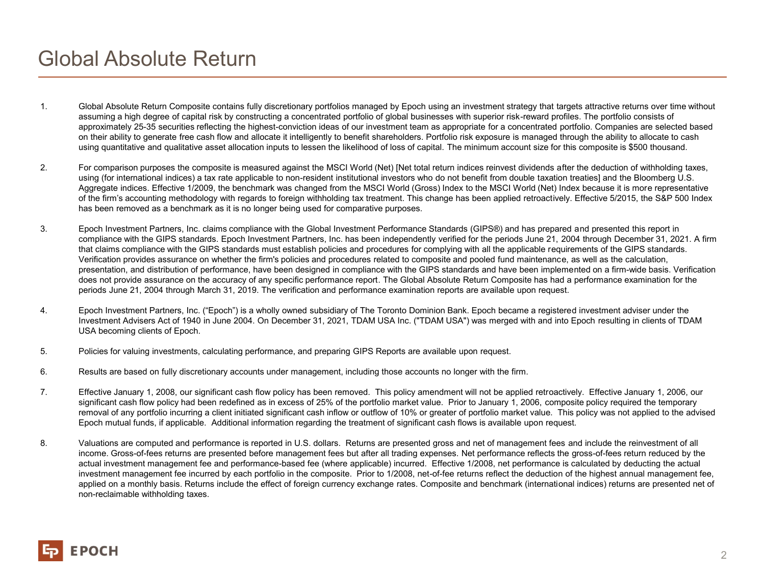# Global Absolute Return

1. Global Absolute Return Composite contains fully discretionary portfolios managed by Epoch using an investment strategy that targets attractive returns over time without assuming a high degree of capital risk by constructing a concentrated portfolio of global businesses with superior risk-reward profiles. The portfolio consists of approximately 25-35 securities reflecting the highest-conviction ideas of our investment team as appropriate for a concentrated portfolio. Companies are selected based on their ability to generate free cash flow and allocate it intelligently to benefit shareholders. Portfolio risk exposure is managed through the ability to allocate to cash using quantitative and qualitative asset allocation inputs to lessen the likelihood of loss of capital. The minimum account size for this composite is $500 thousand.

2. For comparison purposes the composite is measured against the MSCI World (Net) [Net total return indices reinvest dividends after the deduction of withholding taxes, using (for international indices) a tax rate applicable to non-resident institutional investors who do not benefit from double taxation treaties] and the Bloomberg U.S. Aggregate indices. Effective 1/2009, the benchmark was changed from the MSCI World (Gross) Index to the MSCI World (Net) Index because it is more representative of the firm's accounting methodology with regards to foreign withholding tax treatment. This change has been applied retroactively. Effective 5/2015, the S&P 500 Index has been removed as a benchmark as it is no longer being used for comparative purposes.

3. Epoch Investment Partners, Inc. claims compliance with the Global Investment Performance Standards (GIPS®) and has prepared and presented this report in compliance with the GIPS standards. Epoch Investment Partners, Inc. has been independently verified for the periods June 21, 2004 through December 31, 2021. A firm that claims compliance with the GIPS standards must establish policies and procedures for complying with all the applicable requirements of the GIPS standards. Verification provides assurance on whether the firm's policies and procedures related to composite and pooled fund maintenance, as well as the calculation, presentation, and distribution of performance, have been designed in compliance with the GIPS standards and have been implemented on a firm-wide basis. Verification does not provide assurance on the accuracy of any specific performance report. The Global Absolute Return Composite has had a performance examination for the periods June 21, 2004 through March 31, 2019. The verification and performance examination reports are available upon request.

4. Epoch Investment Partners, Inc. ("Epoch") is a wholly owned subsidiary of The Toronto Dominion Bank. Epoch became a registered investment adviser under the Investment Advisers Act of 1940 in June 2004. On December 31, 2021, TDAM USA Inc. ("TDAM USA") was merged with and into Epoch resulting in clients of TDAM USA becoming clients of Epoch.

5. Policies for valuing investments, calculating performance, and preparing GIPS Reports are available upon request.

6. Results are based on fully discretionary accounts under management, including those accounts no longer with the firm.

7. Effective January 1, 2008, our significant cash flow policy has been removed. This policy amendment will not be applied retroactively. Effective January 1, 2006, our significant cash flow policy had been redefined as in excess of 25% of the portfolio market value. Prior to January 1, 2006, composite policy required the temporary removal of any portfolio incurring a client initiated significant cash inflow or outflow of 10% or greater of portfolio market value. This policy was not applied to the advised Epoch mutual funds, if applicable. Additional information regarding the treatment of significant cash flows is available upon request.

8. Valuations are computed and performance is reported in U.S. dollars. Returns are presented gross and net of management fees and include the reinvestment of all income. Gross-of-fees returns are presented before management fees but after all trading expenses. Net performance reflects the gross-of-fees return reduced by the actual investment management fee and performance-based fee (where applicable) incurred. Effective 1/2008, net performance is calculated by deducting the actual investment management fee incurred by each portfolio in the composite. Prior to 1/2008, net-of-fee returns reflect the deduction of the highest annual management fee, applied on a monthly basis. Returns include the effect of foreign currency exchange rates. Composite and benchmark (international indices) returns are presented net of non-reclaimable withholding taxes.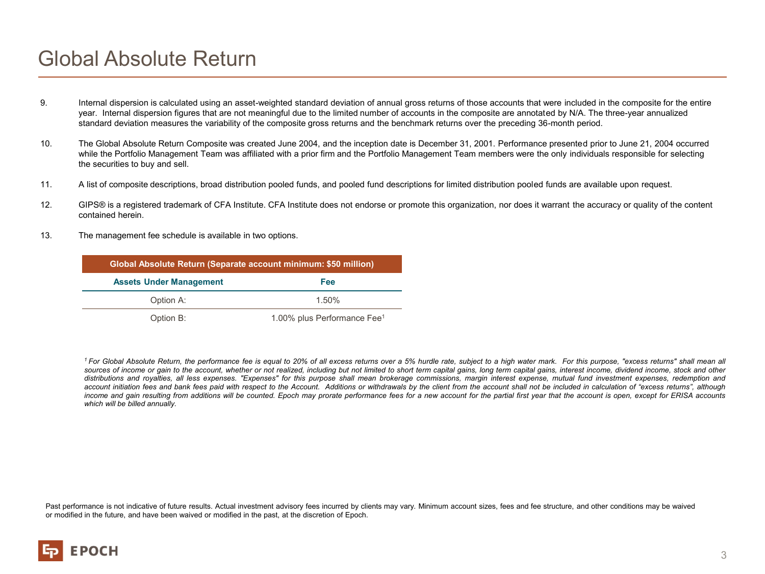# Global Absolute Return

9. Internal dispersion is calculated using an asset-weighted standard deviation of annual gross returns of those accounts that were included in the composite for the entire year. Internal dispersion figures that are not meaningful due to the limited number of accounts in the composite are annotated by N/A. The three-year annualized standard deviation measures the variability of the composite gross returns and the benchmark returns over the preceding 36-month period.

10. The Global Absolute Return Composite was created June 2004, and the inception date is December 31, 2001. Performance presented prior to June 21, 2004 occurred while the Portfolio Management Team was affiliated with a prior firm and the Portfolio Management Team members were the only individuals responsible for selecting the securities to buy and sell.

11. A list of composite descriptions, broad distribution pooled funds, and pooled fund descriptions for limited distribution pooled funds are available upon request.

12. GIPS® is a registered trademark of CFA Institute. CFA Institute does not endorse or promote this organization, nor does it warrant the accuracy or quality of the content contained herein.

13. The management fee schedule is available in two options.

| Global Absolute Return (Separate account minimum: $50 million) | |
|---|---|
| **Assets Under Management** | **Fee** |
| Option A: | 1.50% |
| Option B: | 1.00% plus Performance Fee[1] |

*[1] For Global Absolute Return, the performance fee is equal to 20% of all excess returns over a 5% hurdle rate, subject to a high water mark. For this purpose, "excess returns" shall mean all sources of income or gain to the account, whether or not realized, including but not limited to short term capital gains, long term capital gains, interest income, dividend income, stock and other distributions and royalties, all less expenses. "Expenses" for this purpose shall mean brokerage commissions, margin interest expense, mutual fund investment expenses, redemption and account initiation fees and bank fees paid with respect to the Account. Additions or withdrawals by the client from the account shall not be included in calculation of "excess returns", although income and gain resulting from additions will be counted. Epoch may prorate performance fees for a new account for the partial first year that the account is open, except for ERISA accounts which will be billed annually.*

Past performance is not indicative of future results. Actual investment advisory fees incurred by clients may vary. Minimum account sizes, fees and fee structure, and other conditions may be waived or modified in the future, and have been waived or modified in the past, at the discretion of Epoch.

EPOCH